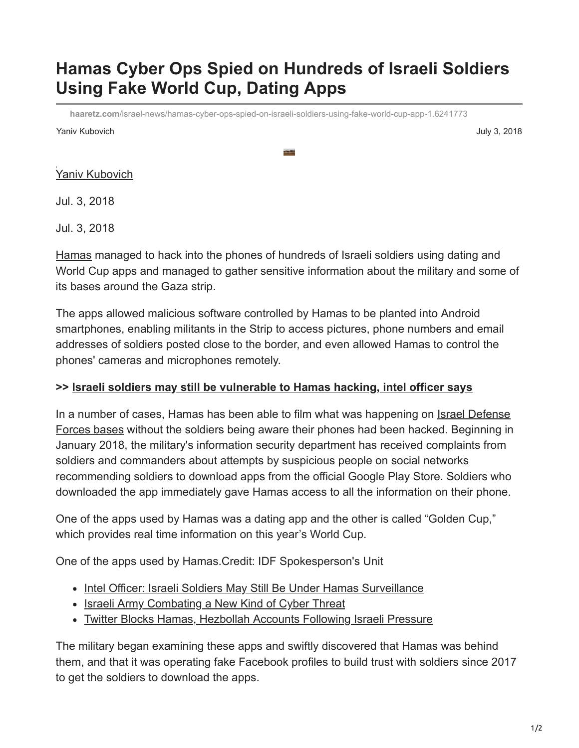# Hamas Cyber Ops Spied on Hundreds of Israeli Soldiers Using Fake World Cup, Dating Apps

haaretz.com/israel-news/hamas-cyber-ops-spied-on-israeli-soldiers-using-fake-world-cup-app-1.6241773

Yaniv Kubovich July 3, 2018

Yaniv Kubovich

Jul. 3, 2018

Jul. 3, 2018

Hamas managed to hack into the phones of hundreds of Israeli soldiers using dating and World Cup apps and managed to gather sensitive information about the military and some of its bases around the Gaza strip.

The apps allowed malicious software controlled by Hamas to be planted into Android smartphones, enabling militants in the Strip to access pictures, phone numbers and email addresses of soldiers posted close to the border, and even allowed Hamas to control the phones' cameras and microphones remotely.

**>> Israeli soldiers may still be vulnerable to Hamas hacking, intel officer says**

In a number of cases, Hamas has been able to film what was happening on Israel Defense Forces bases without the soldiers being aware their phones had been hacked. Beginning in January 2018, the military's information security department has received complaints from soldiers and commanders about attempts by suspicious people on social networks recommending soldiers to download apps from the official Google Play Store. Soldiers who downloaded the app immediately gave Hamas access to all the information on their phone.

One of the apps used by Hamas was a dating app and the other is called "Golden Cup," which provides real time information on this year's World Cup.

One of the apps used by Hamas.Credit: IDF Spokesperson's Unit

- Intel Officer: Israeli Soldiers May Still Be Under Hamas Surveillance
- Israeli Army Combating a New Kind of Cyber Threat
- Twitter Blocks Hamas, Hezbollah Accounts Following Israeli Pressure

The military began examining these apps and swiftly discovered that Hamas was behind them, and that it was operating fake Facebook profiles to build trust with soldiers since 2017 to get the soldiers to download the apps.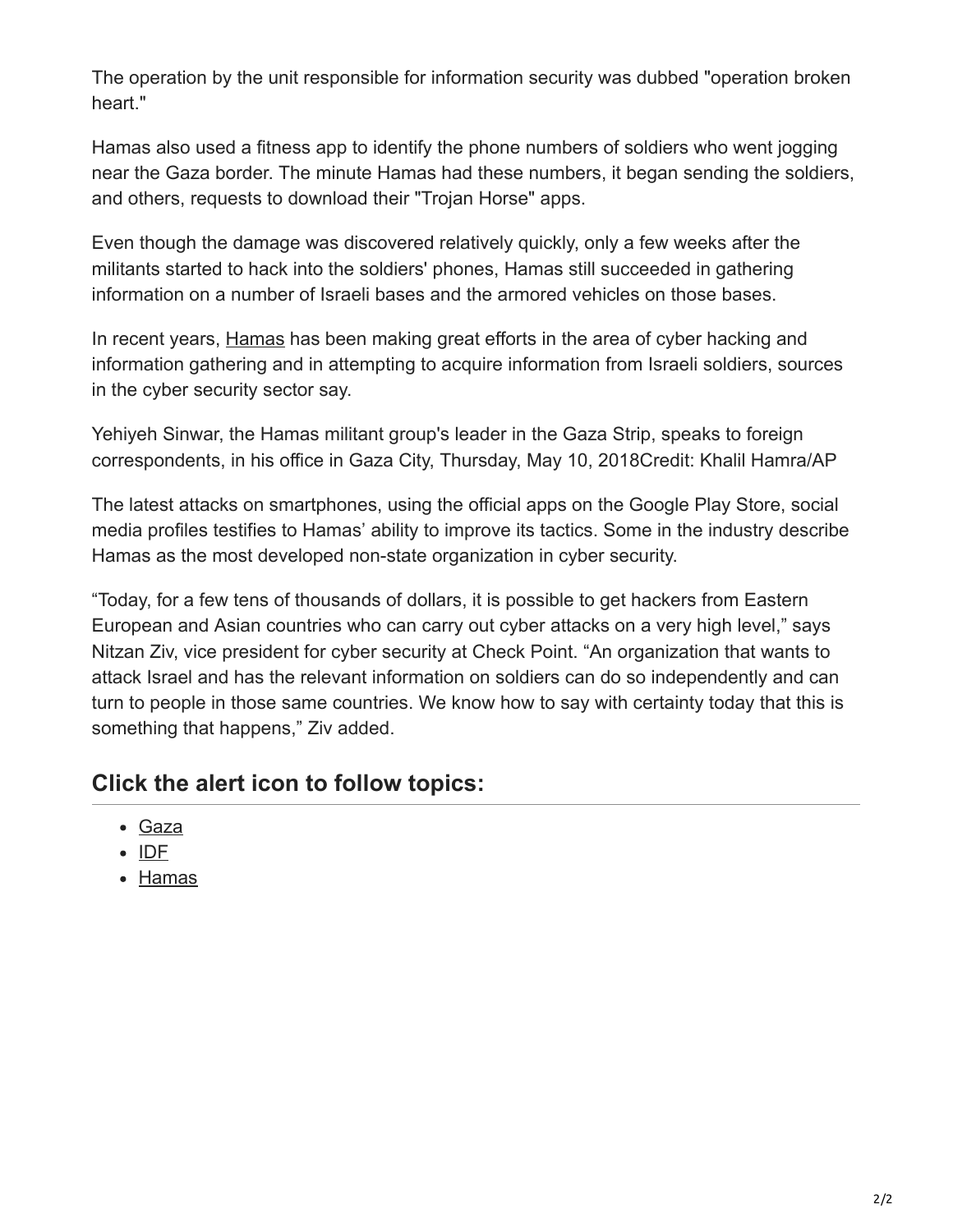The operation by the unit responsible for information security was dubbed "operation broken heart."

Hamas also used a fitness app to identify the phone numbers of soldiers who went jogging near the Gaza border. The minute Hamas had these numbers, it began sending the soldiers, and others, requests to download their "Trojan Horse" apps.

Even though the damage was discovered relatively quickly, only a few weeks after the militants started to hack into the soldiers' phones, Hamas still succeeded in gathering information on a number of Israeli bases and the armored vehicles on those bases.

In recent years, Hamas has been making great efforts in the area of cyber hacking and information gathering and in attempting to acquire information from Israeli soldiers, sources in the cyber security sector say.

Yehiyeh Sinwar, the Hamas militant group's leader in the Gaza Strip, speaks to foreign correspondents, in his office in Gaza City, Thursday, May 10, 2018Credit: Khalil Hamra/AP

The latest attacks on smartphones, using the official apps on the Google Play Store, social media profiles testifies to Hamas' ability to improve its tactics. Some in the industry describe Hamas as the most developed non-state organization in cyber security.

"Today, for a few tens of thousands of dollars, it is possible to get hackers from Eastern European and Asian countries who can carry out cyber attacks on a very high level," says Nitzan Ziv, vice president for cyber security at Check Point. "An organization that wants to attack Israel and has the relevant information on soldiers can do so independently and can turn to people in those same countries. We know how to say with certainty today that this is something that happens," Ziv added.

## Click the alert icon to follow topics:

- Gaza
- IDF
- Hamas